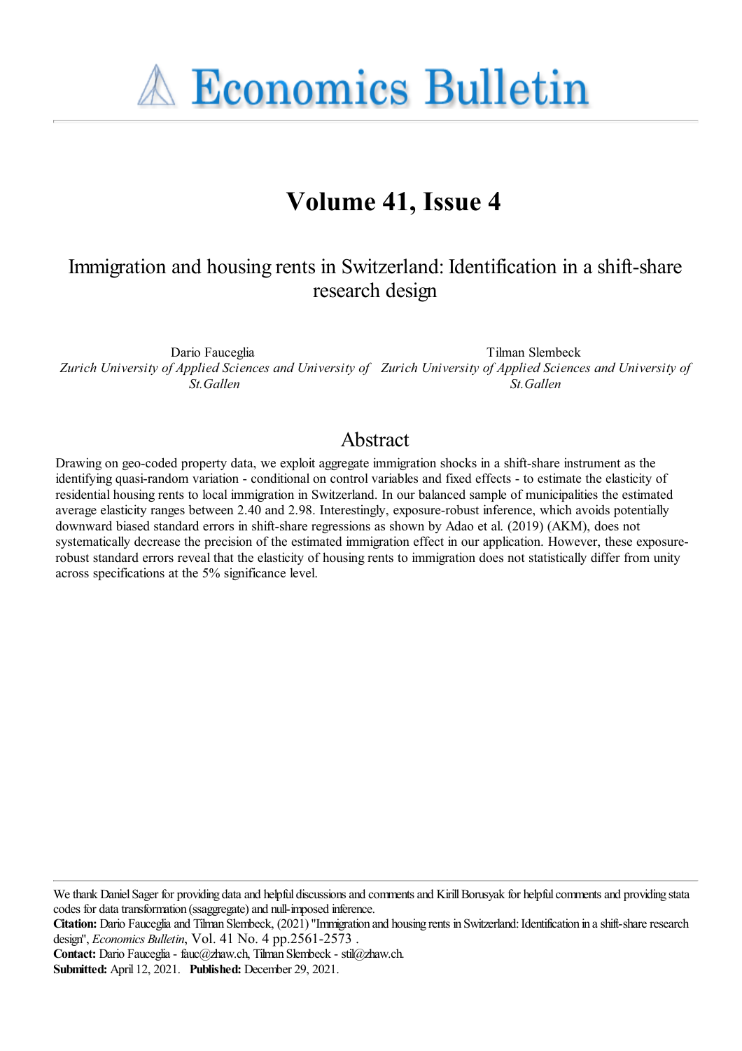# Economics Bulletin

## Volume 41, Issue 4

### Immigration and housing rents in Switzerland: Identification in a shift-share research design

Dario Fauceglia
*Zurich University of Applied Sciences and University of St.Gallen*

Tilman Slembeck
*Zurich University of Applied Sciences and University of St.Gallen*

## Abstract

Drawing on geo-coded property data, we exploit aggregate immigration shocks in a shift-share instrument as the identifying quasi-random variation - conditional on control variables and fixed effects - to estimate the elasticity of residential housing rents to local immigration in Switzerland. In our balanced sample of municipalities the estimated average elasticity ranges between 2.40 and 2.98. Interestingly, exposure-robust inference, which avoids potentially downward biased standard errors in shift-share regressions as shown by Adao et al. (2019) (AKM), does not systematically decrease the precision of the estimated immigration effect in our application. However, these exposure-robust standard errors reveal that the elasticity of housing rents to immigration does not statistically differ from unity across specifications at the 5% significance level.

We thank Daniel Sager for providing data and helpful discussions and comments and Kirill Borusyak for helpful comments and providing stata codes for data transformation (ssaggregate) and null-imposed inference.

**Citation:** Dario Fauceglia and Tilman Slembeck, (2021) ''Immigration and housing rents in Switzerland: Identification in a shift-share research design'', *Economics Bulletin*, Vol. 41 No. 4 pp.2561-2573 .

**Contact:** Dario Fauceglia - fauc@zhaw.ch, Tilman Slembeck - stil@zhaw.ch.

**Submitted:** April 12, 2021. **Published:** December 29, 2021.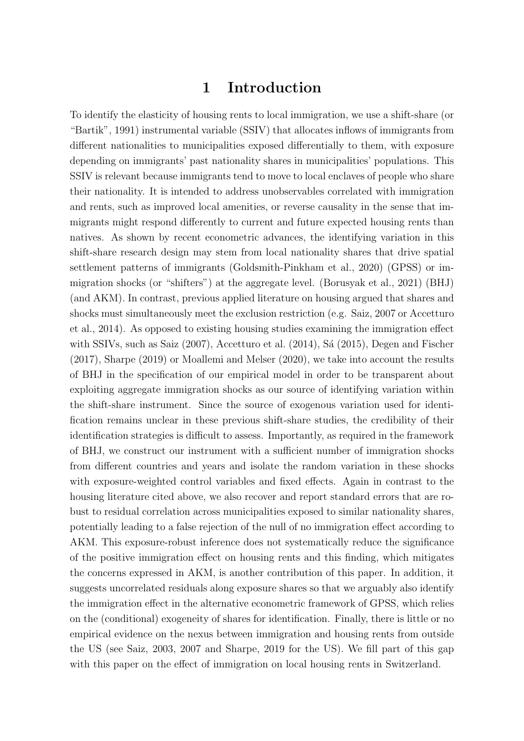# 1 Introduction

To identify the elasticity of housing rents to local immigration, we use a shift-share (or "Bartik", 1991) instrumental variable (SSIV) that allocates inflows of immigrants from different nationalities to municipalities exposed differentially to them, with exposure depending on immigrants' past nationality shares in municipalities' populations. This SSIV is relevant because immigrants tend to move to local enclaves of people who share their nationality. It is intended to address unobservables correlated with immigration and rents, such as improved local amenities, or reverse causality in the sense that immigrants might respond differently to current and future expected housing rents than natives. As shown by recent econometric advances, the identifying variation in this shift-share research design may stem from local nationality shares that drive spatial settlement patterns of immigrants (Goldsmith-Pinkham et al., 2020) (GPSS) or immigration shocks (or "shifters") at the aggregate level. (Borusyak et al., 2021) (BHJ) (and AKM). In contrast, previous applied literature on housing argued that shares and shocks must simultaneously meet the exclusion restriction (e.g. Saiz, 2007 or Accetturo et al., 2014). As opposed to existing housing studies examining the immigration effect with SSIVs, such as Saiz (2007), Accetturo et al. (2014), Sá (2015), Degen and Fischer (2017), Sharpe (2019) or Moallemi and Melser (2020), we take into account the results of BHJ in the specification of our empirical model in order to be transparent about exploiting aggregate immigration shocks as our source of identifying variation within the shift-share instrument. Since the source of exogenous variation used for identification remains unclear in these previous shift-share studies, the credibility of their identification strategies is difficult to assess. Importantly, as required in the framework of BHJ, we construct our instrument with a sufficient number of immigration shocks from different countries and years and isolate the random variation in these shocks with exposure-weighted control variables and fixed effects. Again in contrast to the housing literature cited above, we also recover and report standard errors that are robust to residual correlation across municipalities exposed to similar nationality shares, potentially leading to a false rejection of the null of no immigration effect according to AKM. This exposure-robust inference does not systematically reduce the significance of the positive immigration effect on housing rents and this finding, which mitigates the concerns expressed in AKM, is another contribution of this paper. In addition, it suggests uncorrelated residuals along exposure shares so that we arguably also identify the immigration effect in the alternative econometric framework of GPSS, which relies on the (conditional) exogeneity of shares for identification. Finally, there is little or no empirical evidence on the nexus between immigration and housing rents from outside the US (see Saiz, 2003, 2007 and Sharpe, 2019 for the US). We fill part of this gap with this paper on the effect of immigration on local housing rents in Switzerland.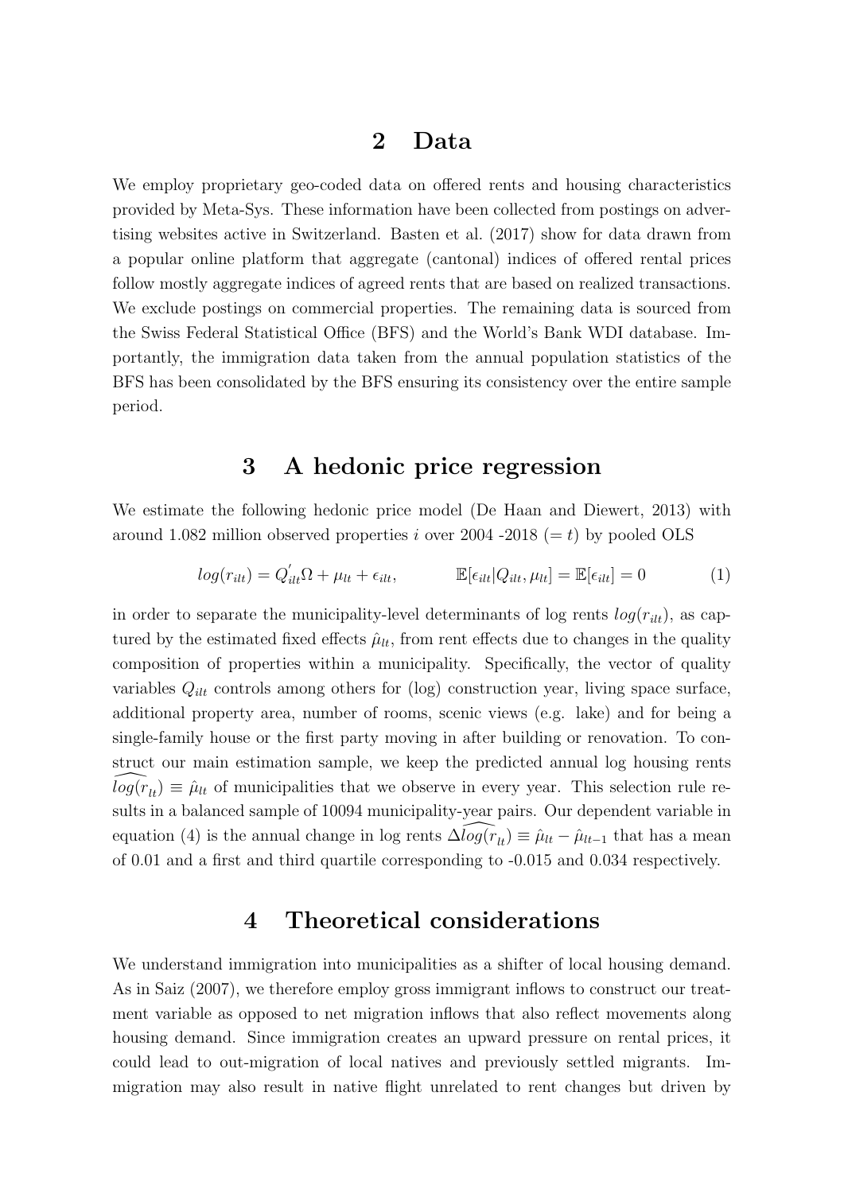## 2 Data

We employ proprietary geo-coded data on offered rents and housing characteristics provided by Meta-Sys. These information have been collected from postings on advertising websites active in Switzerland. Basten et al. (2017) show for data drawn from a popular online platform that aggregate (cantonal) indices of offered rental prices follow mostly aggregate indices of agreed rents that are based on realized transactions. We exclude postings on commercial properties. The remaining data is sourced from the Swiss Federal Statistical Office (BFS) and the World's Bank WDI database. Importantly, the immigration data taken from the annual population statistics of the BFS has been consolidated by the BFS ensuring its consistency over the entire sample period.

## 3 A hedonic price regression

We estimate the following hedonic price model (De Haan and Diewert, 2013) with around 1.082 million observed properties $i$ over 2004 -2018 ($= t$) by pooled OLS

$$log(r_{ilt}) = Q^{'}_{ilt}\Omega + \mu_{lt} + \epsilon_{ilt}, \qquad \mathbb{E}[\epsilon_{ilt}|Q_{ilt}, \mu_{lt}] = \mathbb{E}[\epsilon_{ilt}] = 0 \tag{1}$$

in order to separate the municipality-level determinants of log rents $log(r_{ilt})$, as captured by the estimated fixed effects $\hat{\mu}_{lt}$, from rent effects due to changes in the quality composition of properties within a municipality. Specifically, the vector of quality variables $Q_{ilt}$ controls among others for (log) construction year, living space surface, additional property area, number of rooms, scenic views (e.g. lake) and for being a single-family house or the first party moving in after building or renovation. To construct our main estimation sample, we keep the predicted annual log housing rents $\widehat{log(r_{lt})} \equiv \hat{\mu}_{lt}$ of municipalities that we observe in every year. This selection rule results in a balanced sample of 10094 municipality-year pairs. Our dependent variable in equation (4) is the annual change in log rents $\Delta\widehat{log(r_{lt})} \equiv \hat{\mu}_{lt} - \hat{\mu}_{lt-1}$ that has a mean of 0.01 and a first and third quartile corresponding to -0.015 and 0.034 respectively.

## 4 Theoretical considerations

We understand immigration into municipalities as a shifter of local housing demand. As in Saiz (2007), we therefore employ gross immigrant inflows to construct our treatment variable as opposed to net migration inflows that also reflect movements along housing demand. Since immigration creates an upward pressure on rental prices, it could lead to out-migration of local natives and previously settled migrants. Immigration may also result in native flight unrelated to rent changes but driven by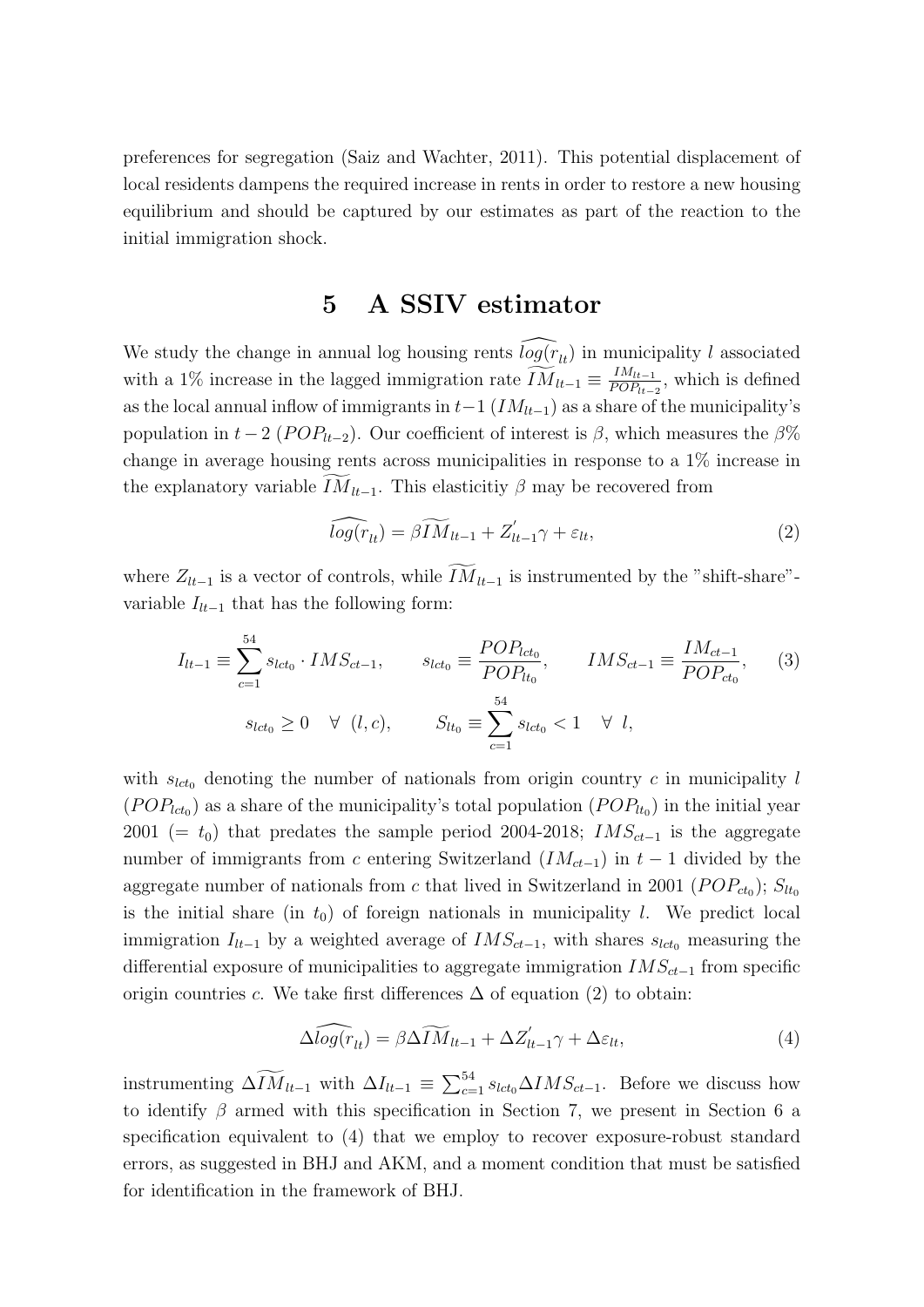preferences for segregation (Saiz and Wachter, 2011). This potential displacement of local residents dampens the required increase in rents in order to restore a new housing equilibrium and should be captured by our estimates as part of the reaction to the initial immigration shock.

# 5 A SSIV estimator

We study the change in annual log housing rents $\widehat{log(r_{lt})}$ in municipality $l$ associated with a 1% increase in the lagged immigration rate $\widetilde{IM}_{lt-1} \equiv \frac{IM_{lt-1}}{POP_{lt-2}}$, which is defined as the local annual inflow of immigrants in $t-1$ ($IM_{lt-1}$) as a share of the municipality's population in $t-2$ ($POP_{lt-2}$). Our coefficient of interest is $\beta$, which measures the $\beta$% change in average housing rents across municipalities in response to a 1% increase in the explanatory variable $\widetilde{IM}_{lt-1}$. This elasticitiy $\beta$ may be recovered from

$$\widehat{log(r_{lt})} = \beta \widetilde{IM}_{lt-1} + Z_{lt-1}^{'}\gamma + \varepsilon_{lt}, \tag{2}$$

where $Z_{lt-1}$ is a vector of controls, while $\widetilde{IM}_{lt-1}$ is instrumented by the "shift-share"-variable $I_{lt-1}$ that has the following form:

$$I_{lt-1} \equiv \sum_{c=1}^{54} s_{lct_0} \cdot IMS_{ct-1}, \qquad s_{lct_0} \equiv \frac{POP_{lct_0}}{POP_{lt_0}}, \qquad IMS_{ct-1} \equiv \frac{IM_{ct-1}}{POP_{ct_0}}, \tag{3}$$

$$s_{lct_0} \geq 0 \quad \forall \ (l,c), \qquad S_{lt_0} \equiv \sum_{c=1}^{54} s_{lct_0} < 1 \quad \forall \ l,$$

with $s_{lct_0}$ denoting the number of nationals from origin country $c$ in municipality $l$ ($POP_{lct_0}$) as a share of the municipality's total population ($POP_{lt_0}$) in the initial year 2001 ($= t_0$) that predates the sample period 2004-2018; $IMS_{ct-1}$ is the aggregate number of immigrants from $c$ entering Switzerland ($IM_{ct-1}$) in $t-1$ divided by the aggregate number of nationals from $c$ that lived in Switzerland in 2001 ($POP_{ct_0}$); $S_{lt_0}$ is the initial share (in $t_0$) of foreign nationals in municipality $l$. We predict local immigration $I_{lt-1}$ by a weighted average of $IMS_{ct-1}$, with shares $s_{lct_0}$ measuring the differential exposure of municipalities to aggregate immigration $IMS_{ct-1}$ from specific origin countries $c$. We take first differences $\Delta$ of equation (2) to obtain:

$$\Delta\widehat{log(r_{lt})} = \beta \Delta\widetilde{IM}_{lt-1} + \Delta Z_{lt-1}^{'}\gamma + \Delta\varepsilon_{lt}, \tag{4}$$

instrumenting $\Delta\widetilde{IM}_{lt-1}$ with $\Delta I_{lt-1} \equiv \sum_{c=1}^{54} s_{lct_0} \Delta IMS_{ct-1}$. Before we discuss how to identify $\beta$ armed with this specification in Section 7, we present in Section 6 a specification equivalent to (4) that we employ to recover exposure-robust standard errors, as suggested in BHJ and AKM, and a moment condition that must be satisfied for identification in the framework of BHJ.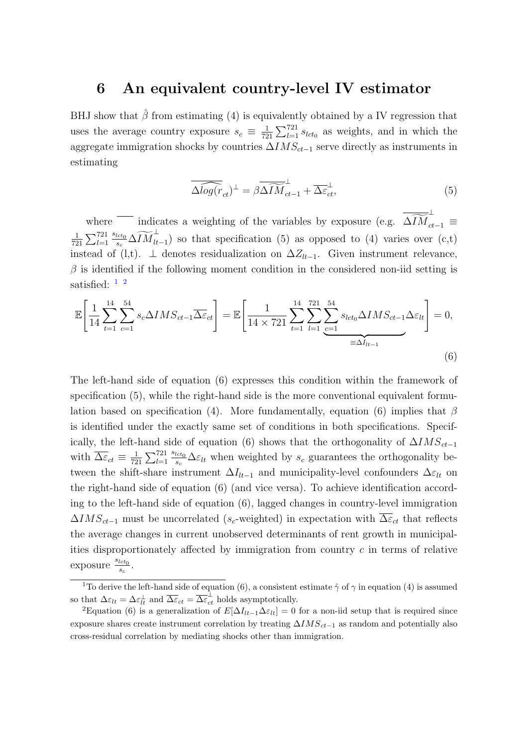# 6 An equivalent country-level IV estimator

BHJ show that $\hat{\beta}$ from estimating (4) is equivalently obtained by a IV regression that uses the average country exposure $s_c \equiv \frac{1}{721}\sum_{l=1}^{721} s_{lct_0}$ as weights, and in which the aggregate immigration shocks by countries $\Delta IMS_{ct-1}$ serve directly as instruments in estimating

$$\overline{\Delta \widetilde{log(r_{ct})}}^{\perp} = \beta \overline{\Delta \widetilde{IM}}_{ct-1}^{\perp} + \overline{\Delta \varepsilon}_{ct}^{\perp}, \tag{5}$$

where $\overline{\phantom{x}}$ indicates a weighting of the variables by exposure (e.g. $\overline{\Delta \widetilde{IM}}_{ct-1}^{\perp} \equiv \frac{1}{721}\sum_{l=1}^{721} \frac{s_{lct_0}}{s_c} \Delta \widetilde{IM}_{lt-1}^{\perp}$) so that specification (5) as opposed to (4) varies over (c,t) instead of (l,t). $\perp$ denotes residualization on $\Delta Z_{lt-1}$. Given instrument relevance, $\beta$ is identified if the following moment condition in the considered non-iid setting is satisfied: [1] [2]

$$\mathbb{E}\left[\frac{1}{14}\sum_{t=1}^{14}\sum_{c=1}^{54} s_c \Delta IMS_{ct-1} \overline{\Delta \varepsilon}_{ct}\right] = \mathbb{E}\left[\frac{1}{14 \times 721}\sum_{t=1}^{14}\sum_{l=1}^{721} \underbrace{\sum_{c=1}^{54} s_{lct_0} \Delta IMS_{ct-1}}_{\equiv \Delta I_{lt-1}} \Delta \varepsilon_{lt}\right] = 0, \tag{6}$$

The left-hand side of equation (6) expresses this condition within the framework of specification (5), while the right-hand side is the more conventional equivalent formulation based on specification (4). More fundamentally, equation (6) implies that $\beta$ is identified under the exactly same set of conditions in both specifications. Specifically, the left-hand side of equation (6) shows that the orthogonality of $\Delta IMS_{ct-1}$ with $\overline{\Delta \varepsilon}_{ct} \equiv \frac{1}{721}\sum_{l=1}^{721} \frac{s_{lct_0}}{s_c} \Delta \varepsilon_{lt}$ when weighted by $s_c$ guarantees the orthogonality between the shift-share instrument $\Delta I_{lt-1}$ and municipality-level confounders $\Delta \varepsilon_{lt}$ on the right-hand side of equation (6) (and vice versa). To achieve identification according to the left-hand side of equation (6), lagged changes in country-level immigration $\Delta IMS_{ct-1}$ must be uncorrelated ($s_c$-weighted) in expectation with $\overline{\Delta \varepsilon}_{ct}$ that reflects the average changes in current unobserved determinants of rent growth in municipalities disproportionately affected by immigration from country $c$ in terms of relative exposure $\frac{s_{lct_0}}{s_c}$.

---

[1] To derive the left-hand side of equation (6), a consistent estimate $\hat{\gamma}$ of $\gamma$ in equation (4) is assumed so that $\Delta \varepsilon_{lt} = \Delta \varepsilon_{lt}^{\perp}$ and $\overline{\Delta \varepsilon}_{ct} = \overline{\Delta \varepsilon}_{ct}^{\perp}$ holds asymptotically.

[2] Equation (6) is a generalization of $E[\Delta I_{lt-1} \Delta \varepsilon_{lt}] = 0$ for a non-iid setup that is required since exposure shares create instrument correlation by treating $\Delta IMS_{ct-1}$ as random and potentially also cross-residual correlation by mediating shocks other than immigration.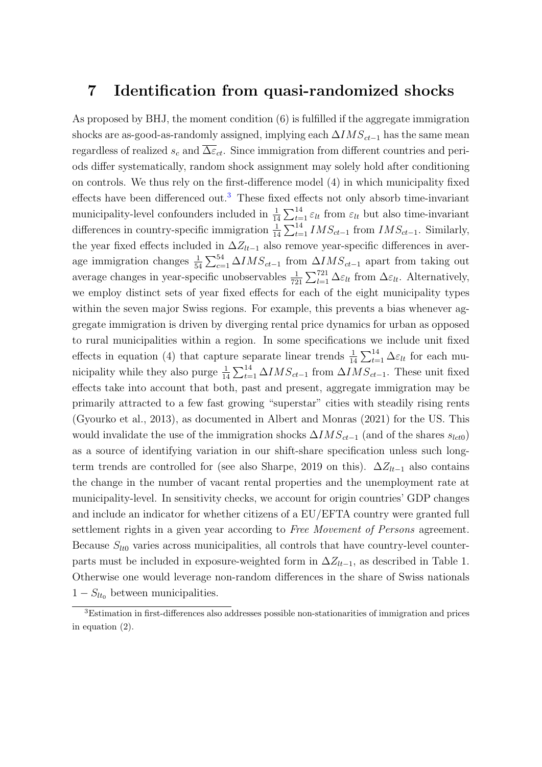## 7 Identification from quasi-randomized shocks

As proposed by BHJ, the moment condition (6) is fulfilled if the aggregate immigration shocks are as-good-as-randomly assigned, implying each $\Delta IMS_{ct-1}$ has the same mean regardless of realized $s_c$ and $\overline{\Delta\varepsilon}_{ct}$. Since immigration from different countries and periods differ systematically, random shock assignment may solely hold after conditioning on controls. We thus rely on the first-difference model (4) in which municipality fixed effects have been differenced out.[3] These fixed effects not only absorb time-invariant municipality-level confounders included in $\frac{1}{14}\sum_{t=1}^{14}\varepsilon_{lt}$ from $\varepsilon_{lt}$ but also time-invariant differences in country-specific immigration $\frac{1}{14}\sum_{t=1}^{14} IMS_{ct-1}$ from $IMS_{ct-1}$. Similarly, the year fixed effects included in $\Delta Z_{lt-1}$ also remove year-specific differences in average immigration changes $\frac{1}{54}\sum_{c=1}^{54}\Delta IMS_{ct-1}$ from $\Delta IMS_{ct-1}$ apart from taking out average changes in year-specific unobservables $\frac{1}{721}\sum_{l=1}^{721}\Delta\varepsilon_{lt}$ from $\Delta\varepsilon_{lt}$. Alternatively, we employ distinct sets of year fixed effects for each of the eight municipality types within the seven major Swiss regions. For example, this prevents a bias whenever aggregate immigration is driven by diverging rental price dynamics for urban as opposed to rural municipalities within a region. In some specifications we include unit fixed effects in equation (4) that capture separate linear trends $\frac{1}{14}\sum_{t=1}^{14}\Delta\varepsilon_{lt}$ for each municipality while they also purge $\frac{1}{14}\sum_{t=1}^{14}\Delta IMS_{ct-1}$ from $\Delta IMS_{ct-1}$. These unit fixed effects take into account that both, past and present, aggregate immigration may be primarily attracted to a few fast growing "superstar" cities with steadily rising rents (Gyourko et al., 2013), as documented in Albert and Monras (2021) for the US. This would invalidate the use of the immigration shocks $\Delta IMS_{ct-1}$ (and of the shares $s_{lct0}$) as a source of identifying variation in our shift-share specification unless such long-term trends are controlled for (see also Sharpe, 2019 on this). $\Delta Z_{lt-1}$ also contains the change in the number of vacant rental properties and the unemployment rate at municipality-level. In sensitivity checks, we account for origin countries' GDP changes and include an indicator for whether citizens of a EU/EFTA country were granted full settlement rights in a given year according to *Free Movement of Persons* agreement. Because $S_{lt0}$ varies across municipalities, all controls that have country-level counterparts must be included in exposure-weighted form in $\Delta Z_{lt-1}$, as described in Table 1. Otherwise one would leverage non-random differences in the share of Swiss nationals $1 - S_{lt_0}$ between municipalities.

[3] Estimation in first-differences also addresses possible non-stationarities of immigration and prices in equation (2).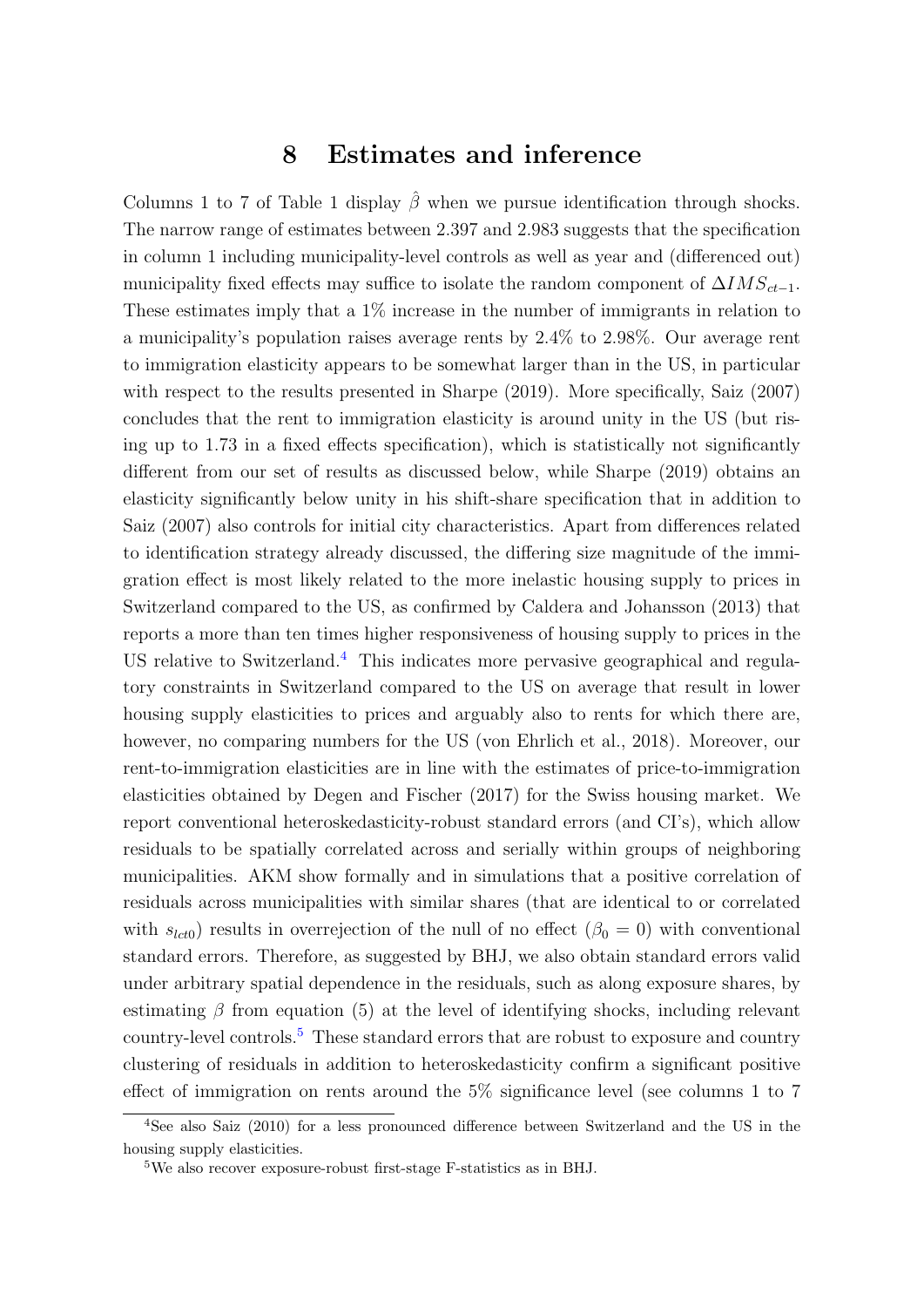# 8 Estimates and inference

Columns 1 to 7 of Table 1 display $\hat{\beta}$ when we pursue identification through shocks. The narrow range of estimates between 2.397 and 2.983 suggests that the specification in column 1 including municipality-level controls as well as year and (differenced out) municipality fixed effects may suffice to isolate the random component of $\Delta IMS_{ct-1}$. These estimates imply that a 1% increase in the number of immigrants in relation to a municipality's population raises average rents by 2.4% to 2.98%. Our average rent to immigration elasticity appears to be somewhat larger than in the US, in particular with respect to the results presented in Sharpe (2019). More specifically, Saiz (2007) concludes that the rent to immigration elasticity is around unity in the US (but rising up to 1.73 in a fixed effects specification), which is statistically not significantly different from our set of results as discussed below, while Sharpe (2019) obtains an elasticity significantly below unity in his shift-share specification that in addition to Saiz (2007) also controls for initial city characteristics. Apart from differences related to identification strategy already discussed, the differing size magnitude of the immigration effect is most likely related to the more inelastic housing supply to prices in Switzerland compared to the US, as confirmed by Caldera and Johansson (2013) that reports a more than ten times higher responsiveness of housing supply to prices in the US relative to Switzerland.[4] This indicates more pervasive geographical and regulatory constraints in Switzerland compared to the US on average that result in lower housing supply elasticities to prices and arguably also to rents for which there are, however, no comparing numbers for the US (von Ehrlich et al., 2018). Moreover, our rent-to-immigration elasticities are in line with the estimates of price-to-immigration elasticities obtained by Degen and Fischer (2017) for the Swiss housing market. We report conventional heteroskedasticity-robust standard errors (and CI's), which allow residuals to be spatially correlated across and serially within groups of neighboring municipalities. AKM show formally and in simulations that a positive correlation of residuals across municipalities with similar shares (that are identical to or correlated with $s_{lct0}$) results in overrejection of the null of no effect ($\beta_0 = 0$) with conventional standard errors. Therefore, as suggested by BHJ, we also obtain standard errors valid under arbitrary spatial dependence in the residuals, such as along exposure shares, by estimating $\beta$ from equation (5) at the level of identifying shocks, including relevant country-level controls.[5] These standard errors that are robust to exposure and country clustering of residuals in addition to heteroskedasticity confirm a significant positive effect of immigration on rents around the 5% significance level (see columns 1 to 7

[4] See also Saiz (2010) for a less pronounced difference between Switzerland and the US in the housing supply elasticities.

[5] We also recover exposure-robust first-stage F-statistics as in BHJ.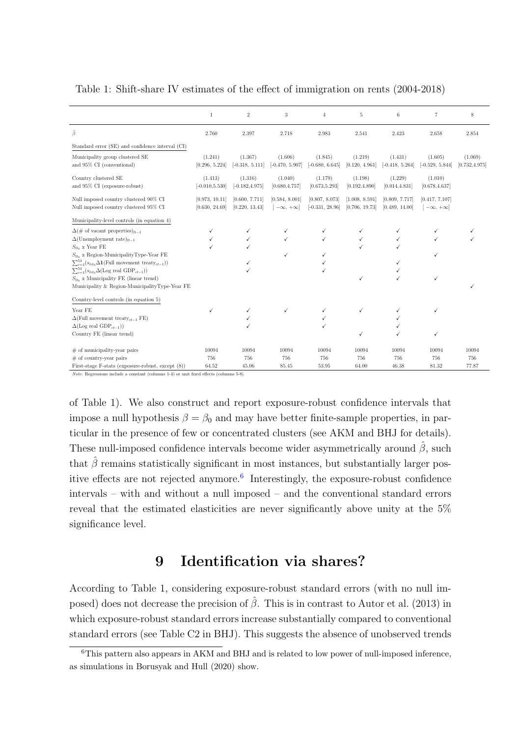Table 1: Shift-share IV estimates of the effect of immigration on rents (2004-2018)

| | 1 | 2 | 3 | 4 | 5 | 6 | 7 | 8 |
|---|---|---|---|---|---|---|---|---|
| $\hat{\beta}$ | 2.760 | 2.397 | 2.718 | 2.983 | 2.541 | 2.423 | 2.658 | 2.854 |
| Standard error (SE) and confidence interval (CI) | | | | | | | | |
| Municipality group clustered SE | (1.241) | (1.367) | (1.606) | (1.845) | (1.219) | (1.431) | (1.605) | (1.069) |
| and 95% CI (conventional) | [0.296, 5.224] | [-0.318, 5.111] | [-0.470, 5.907] | [-0.680, 6.645] | [0.120, 4.961] | [-0.418, 5.264] | [-0.529, 5.844] | [0.732,4.975] |
| Country clustered SE | (1.413) | (1.316) | (1.040) | (1.179) | (1.198) | (1.229) | (1.010) | |
| and 95% CI (exposure-robust) | [-0.010,5.530] | [-0.182,4.975] | [0.680,4.757] | [0.673,5.293] | [0.192,4.890] | [0.014,4.831] | [0.678,4.637] | |
| Null imposed country clustered 90% CI | [0.973, 10.11] | [0.600, 7.711] | [0.584, 8.001] | [0.807, 8.073] | [1.008, 8.591] | [0.809, 7.717] | [0.417, 7.107] | |
| Null imposed country clustered 95% CI | [0.630, 24.69] | [0.220, 13.43] | $[-\infty, +\infty]$ | [-0.331, 28.96] | [0.706, 19.73] | [0.489, 14.00] | $[-\infty, +\infty]$ | |
| Municipality-level controls (in equation 4) | | | | | | | | |
| $\Delta$(# of vacant properties)$_{lt-1}$ | ✓ | ✓ | ✓ | ✓ | ✓ | ✓ | ✓ | ✓ |
| $\Delta$(Unemployment rate)$_{lt-1}$ | ✓ | ✓ | ✓ | ✓ | ✓ | ✓ | ✓ | ✓ |
| $S_{lt_0}$ x Year FE | ✓ | ✓ | | | ✓ | ✓ | | |
| $S_{lt_0}$ x Region-MunicipalityType-Year FE | | | ✓ | ✓ | | | ✓ | |
| $\sum_{c=1}^{54}(s_{lct_0}\Delta\mathbf{1}(\text{Full movement treaty}_{ct-1}))$ | | ✓ | | ✓ | | ✓ | | |
| $\sum_{c=1}^{54}(s_{lct_0}\Delta(\text{Log real GDP}_{ct-1}))$ | | ✓ | | ✓ | | ✓ | | |
| $S_{lt_0}$ x Municipality FE (linear trend) | | | | | ✓ | ✓ | ✓ | |
| Municipality & Region-MunicipalityType-Year FE | | | | | | | | ✓ |
| Country-level controls (in equation 5) | | | | | | | | |
| Year FE | ✓ | ✓ | ✓ | ✓ | ✓ | ✓ | ✓ | |
| $\Delta$(Full movement treaty$_{ct-1}$ FE) | | ✓ | | ✓ | | ✓ | | |
| $\Delta$(Log real GDP$_{ct-1}$)) | | ✓ | | ✓ | | ✓ | | |
| Country FE (linear trend) | | | | | ✓ | ✓ | ✓ | |
| # of municipality-year pairs | 10094 | 10094 | 10094 | 10094 | 10094 | 10094 | 10094 | 10094 |
| # of country-year pairs | 756 | 756 | 756 | 756 | 756 | 756 | 756 | 756 |
| First-stage F-stats (exposure-robust, except (8)) | 64.52 | 45.06 | 85.45 | 53.95 | 64.00 | 46.38 | 81.32 | 77.87 |

*Note:* Regressions include a constant (columns 1-4) or unit fixed effects (columns 5-8).

of Table 1). We also construct and report exposure-robust confidence intervals that impose a null hypothesis $\beta = \beta_0$ and may have better finite-sample properties, in particular in the presence of few or concentrated clusters (see AKM and BHJ for details). These null-imposed confidence intervals become wider asymmetrically around $\hat{\beta}$, such that $\hat{\beta}$ remains statistically significant in most instances, but substantially larger positive effects are not rejected anymore.[6] Interestingly, the exposure-robust confidence intervals – with and without a null imposed – and the conventional standard errors reveal that the estimated elasticities are never significantly above unity at the 5% significance level.

# 9 Identification via shares?

According to Table 1, considering exposure-robust standard errors (with no null imposed) does not decrease the precision of $\hat{\beta}$. This is in contrast to Autor et al. (2013) in which exposure-robust standard errors increase substantially compared to conventional standard errors (see Table C2 in BHJ). This suggests the absence of unobserved trends

[6] This pattern also appears in AKM and BHJ and is related to low power of null-imposed inference, as simulations in Borusyak and Hull (2020) show.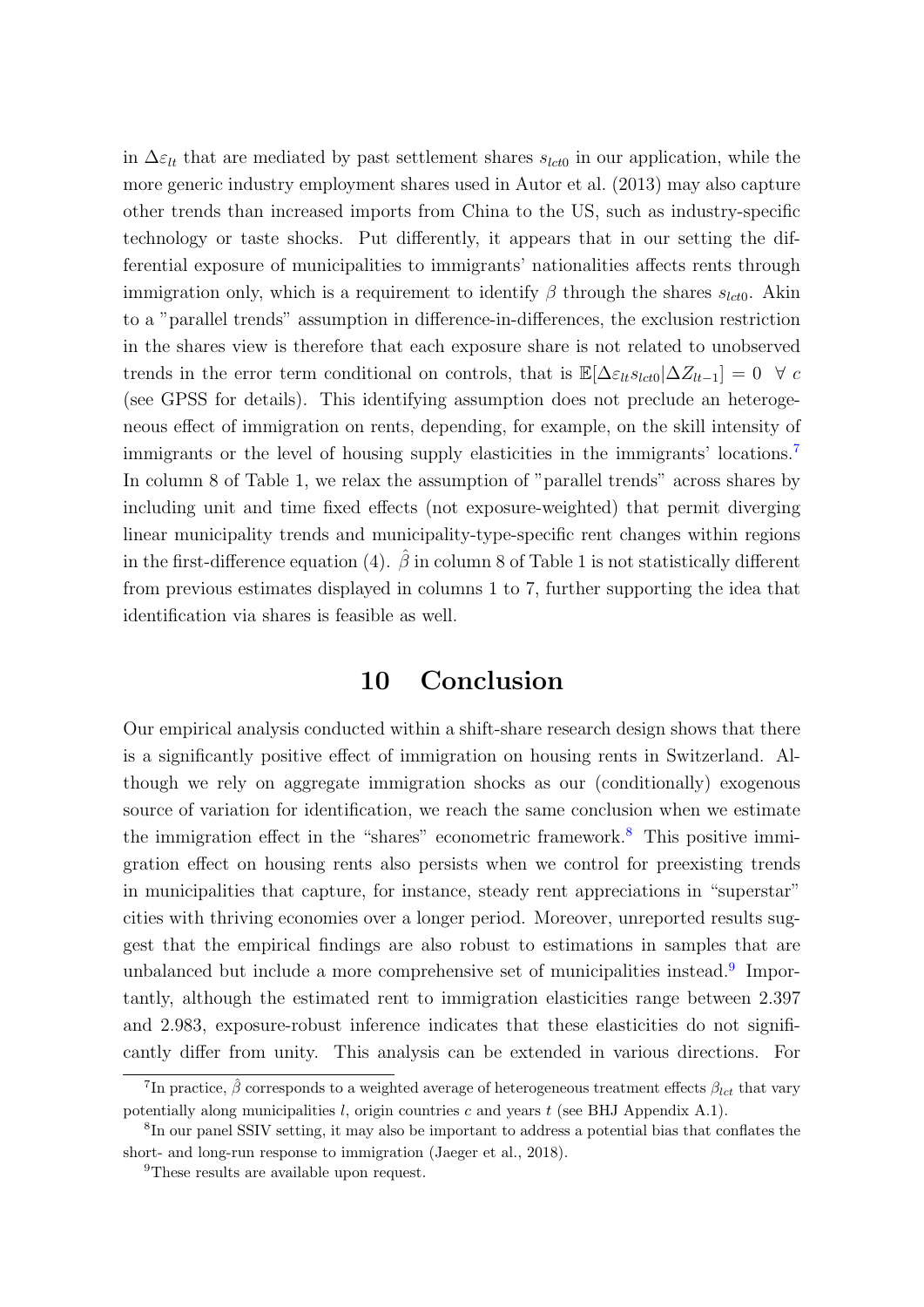in $\Delta\varepsilon_{lt}$ that are mediated by past settlement shares $s_{lct0}$ in our application, while the more generic industry employment shares used in Autor et al. (2013) may also capture other trends than increased imports from China to the US, such as industry-specific technology or taste shocks. Put differently, it appears that in our setting the differential exposure of municipalities to immigrants' nationalities affects rents through immigration only, which is a requirement to identify $\beta$ through the shares $s_{lct0}$. Akin to a "parallel trends" assumption in difference-in-differences, the exclusion restriction in the shares view is therefore that each exposure share is not related to unobserved trends in the error term conditional on controls, that is $\mathbb{E}[\Delta\varepsilon_{lt} s_{lct0} | \Delta Z_{lt-1}] = 0 \;\; \forall \; c$ (see GPSS for details). This identifying assumption does not preclude an heterogeneous effect of immigration on rents, depending, for example, on the skill intensity of immigrants or the level of housing supply elasticities in the immigrants' locations.[7] In column 8 of Table 1, we relax the assumption of "parallel trends" across shares by including unit and time fixed effects (not exposure-weighted) that permit diverging linear municipality trends and municipality-type-specific rent changes within regions in the first-difference equation (4). $\hat{\beta}$ in column 8 of Table 1 is not statistically different from previous estimates displayed in columns 1 to 7, further supporting the idea that identification via shares is feasible as well.

# 10 Conclusion

Our empirical analysis conducted within a shift-share research design shows that there is a significantly positive effect of immigration on housing rents in Switzerland. Although we rely on aggregate immigration shocks as our (conditionally) exogenous source of variation for identification, we reach the same conclusion when we estimate the immigration effect in the "shares" econometric framework.[8] This positive immigration effect on housing rents also persists when we control for preexisting trends in municipalities that capture, for instance, steady rent appreciations in "superstar" cities with thriving economies over a longer period. Moreover, unreported results suggest that the empirical findings are also robust to estimations in samples that are unbalanced but include a more comprehensive set of municipalities instead.[9] Importantly, although the estimated rent to immigration elasticities range between 2.397 and 2.983, exposure-robust inference indicates that these elasticities do not significantly differ from unity. This analysis can be extended in various directions. For

[7] In practice, $\hat{\beta}$ corresponds to a weighted average of heterogeneous treatment effects $\beta_{lct}$ that vary potentially along municipalities $l$, origin countries $c$ and years $t$ (see BHJ Appendix A.1).

[8] In our panel SSIV setting, it may also be important to address a potential bias that conflates the short- and long-run response to immigration (Jaeger et al., 2018).

[9] These results are available upon request.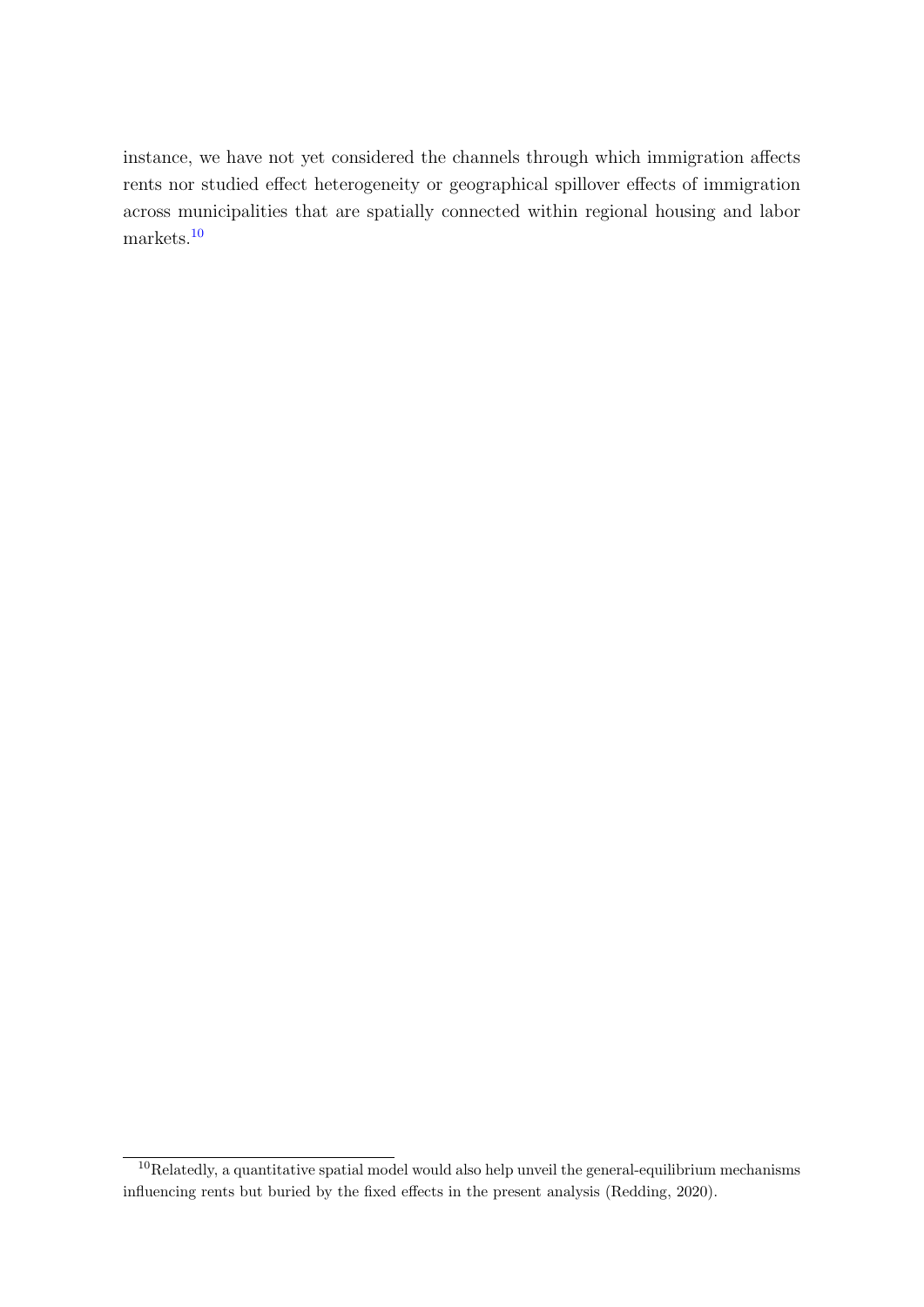instance, we have not yet considered the channels through which immigration affects rents nor studied effect heterogeneity or geographical spillover effects of immigration across municipalities that are spatially connected within regional housing and labor markets.[10]

[10] Relatedly, a quantitative spatial model would also help unveil the general-equilibrium mechanisms influencing rents but buried by the fixed effects in the present analysis (Redding, 2020).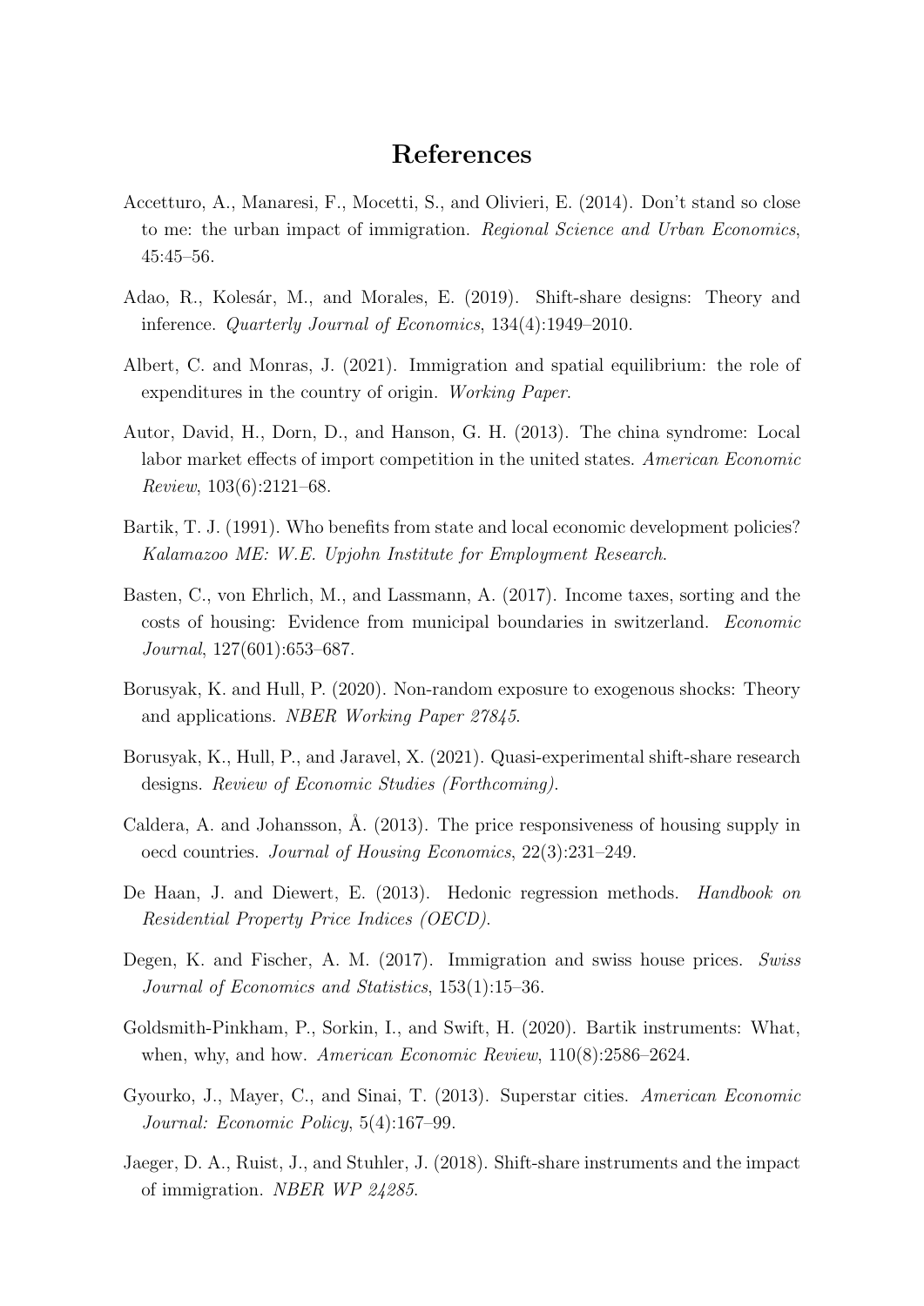# References

Accetturo, A., Manaresi, F., Mocetti, S., and Olivieri, E. (2014). Don't stand so close to me: the urban impact of immigration. *Regional Science and Urban Economics*, 45:45–56.

Adao, R., Kolesár, M., and Morales, E. (2019). Shift-share designs: Theory and inference. *Quarterly Journal of Economics*, 134(4):1949–2010.

Albert, C. and Monras, J. (2021). Immigration and spatial equilibrium: the role of expenditures in the country of origin. *Working Paper*.

Autor, David, H., Dorn, D., and Hanson, G. H. (2013). The china syndrome: Local labor market effects of import competition in the united states. *American Economic Review*, 103(6):2121–68.

Bartik, T. J. (1991). Who benefits from state and local economic development policies? *Kalamazoo ME: W.E. Upjohn Institute for Employment Research*.

Basten, C., von Ehrlich, M., and Lassmann, A. (2017). Income taxes, sorting and the costs of housing: Evidence from municipal boundaries in switzerland. *Economic Journal*, 127(601):653–687.

Borusyak, K. and Hull, P. (2020). Non-random exposure to exogenous shocks: Theory and applications. *NBER Working Paper 27845*.

Borusyak, K., Hull, P., and Jaravel, X. (2021). Quasi-experimental shift-share research designs. *Review of Economic Studies (Forthcoming)*.

Caldera, A. and Johansson, Å. (2013). The price responsiveness of housing supply in oecd countries. *Journal of Housing Economics*, 22(3):231–249.

De Haan, J. and Diewert, E. (2013). Hedonic regression methods. *Handbook on Residential Property Price Indices (OECD)*.

Degen, K. and Fischer, A. M. (2017). Immigration and swiss house prices. *Swiss Journal of Economics and Statistics*, 153(1):15–36.

Goldsmith-Pinkham, P., Sorkin, I., and Swift, H. (2020). Bartik instruments: What, when, why, and how. *American Economic Review*, 110(8):2586–2624.

Gyourko, J., Mayer, C., and Sinai, T. (2013). Superstar cities. *American Economic Journal: Economic Policy*, 5(4):167–99.

Jaeger, D. A., Ruist, J., and Stuhler, J. (2018). Shift-share instruments and the impact of immigration. *NBER WP 24285*.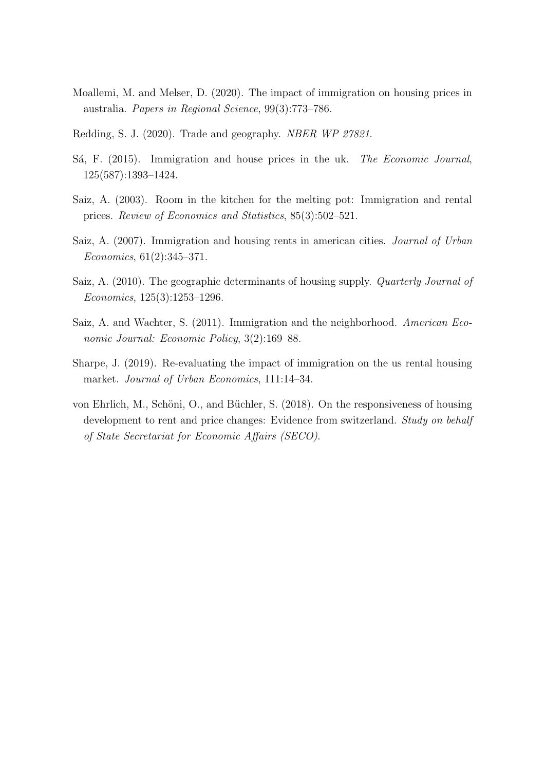Moallemi, M. and Melser, D. (2020). The impact of immigration on housing prices in australia. *Papers in Regional Science*, 99(3):773–786.

Redding, S. J. (2020). Trade and geography. *NBER WP 27821*.

Sá, F. (2015). Immigration and house prices in the uk. *The Economic Journal*, 125(587):1393–1424.

Saiz, A. (2003). Room in the kitchen for the melting pot: Immigration and rental prices. *Review of Economics and Statistics*, 85(3):502–521.

Saiz, A. (2007). Immigration and housing rents in american cities. *Journal of Urban Economics*, 61(2):345–371.

Saiz, A. (2010). The geographic determinants of housing supply. *Quarterly Journal of Economics*, 125(3):1253–1296.

Saiz, A. and Wachter, S. (2011). Immigration and the neighborhood. *American Economic Journal: Economic Policy*, 3(2):169–88.

Sharpe, J. (2019). Re-evaluating the impact of immigration on the us rental housing market. *Journal of Urban Economics*, 111:14–34.

von Ehrlich, M., Schöni, O., and Büchler, S. (2018). On the responsiveness of housing development to rent and price changes: Evidence from switzerland. *Study on behalf of State Secretariat for Economic Affairs (SECO)*.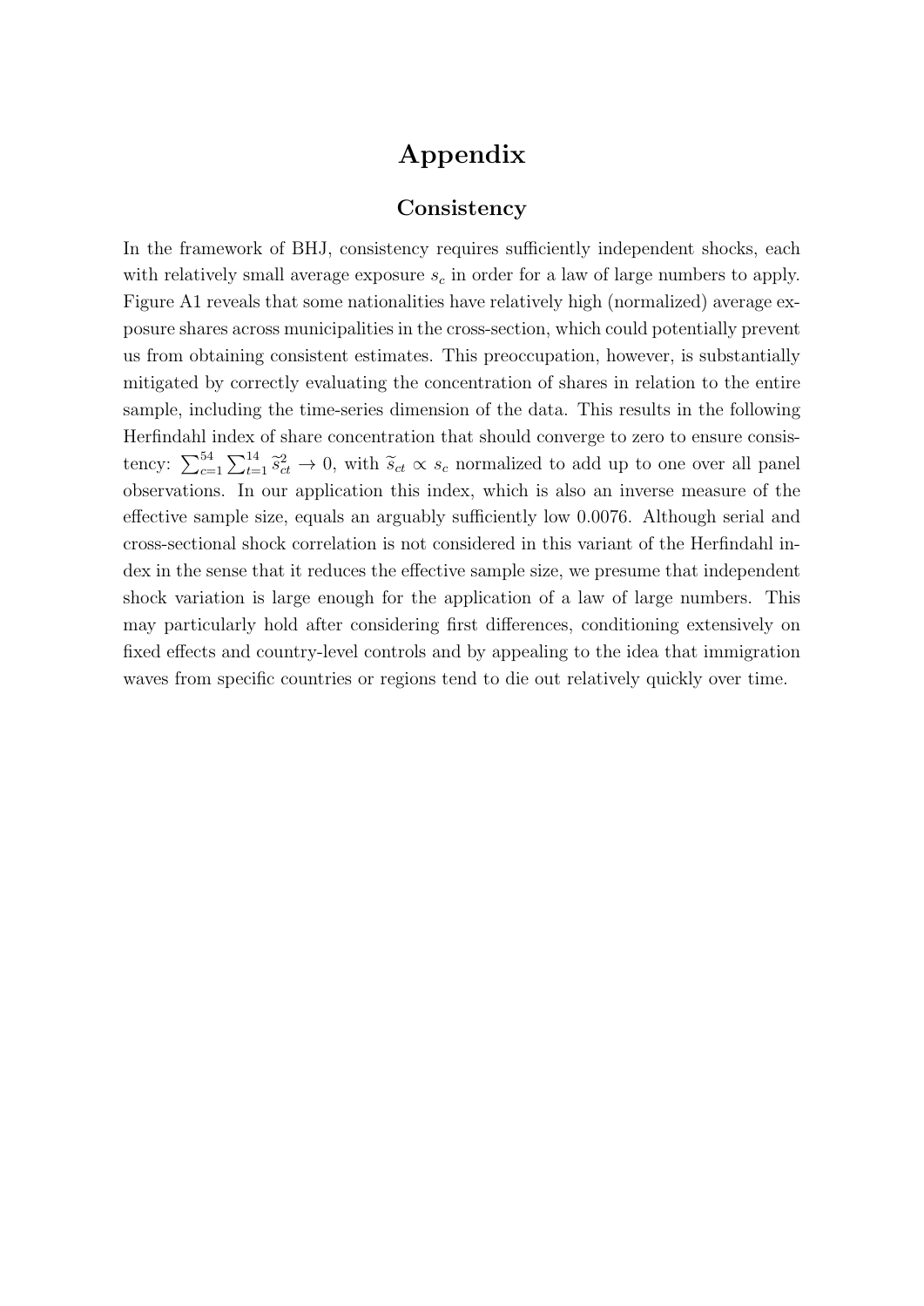# Appendix

## Consistency

In the framework of BHJ, consistency requires sufficiently independent shocks, each with relatively small average exposure $s_c$ in order for a law of large numbers to apply. Figure A1 reveals that some nationalities have relatively high (normalized) average exposure shares across municipalities in the cross-section, which could potentially prevent us from obtaining consistent estimates. This preoccupation, however, is substantially mitigated by correctly evaluating the concentration of shares in relation to the entire sample, including the time-series dimension of the data. This results in the following Herfindahl index of share concentration that should converge to zero to ensure consistency: $\sum_{c=1}^{54} \sum_{t=1}^{14} \widetilde{s}_{ct}^2 \to 0$, with $\widetilde{s}_{ct} \propto s_c$ normalized to add up to one over all panel observations. In our application this index, which is also an inverse measure of the effective sample size, equals an arguably sufficiently low 0.0076. Although serial and cross-sectional shock correlation is not considered in this variant of the Herfindahl index in the sense that it reduces the effective sample size, we presume that independent shock variation is large enough for the application of a law of large numbers. This may particularly hold after considering first differences, conditioning extensively on fixed effects and country-level controls and by appealing to the idea that immigration waves from specific countries or regions tend to die out relatively quickly over time.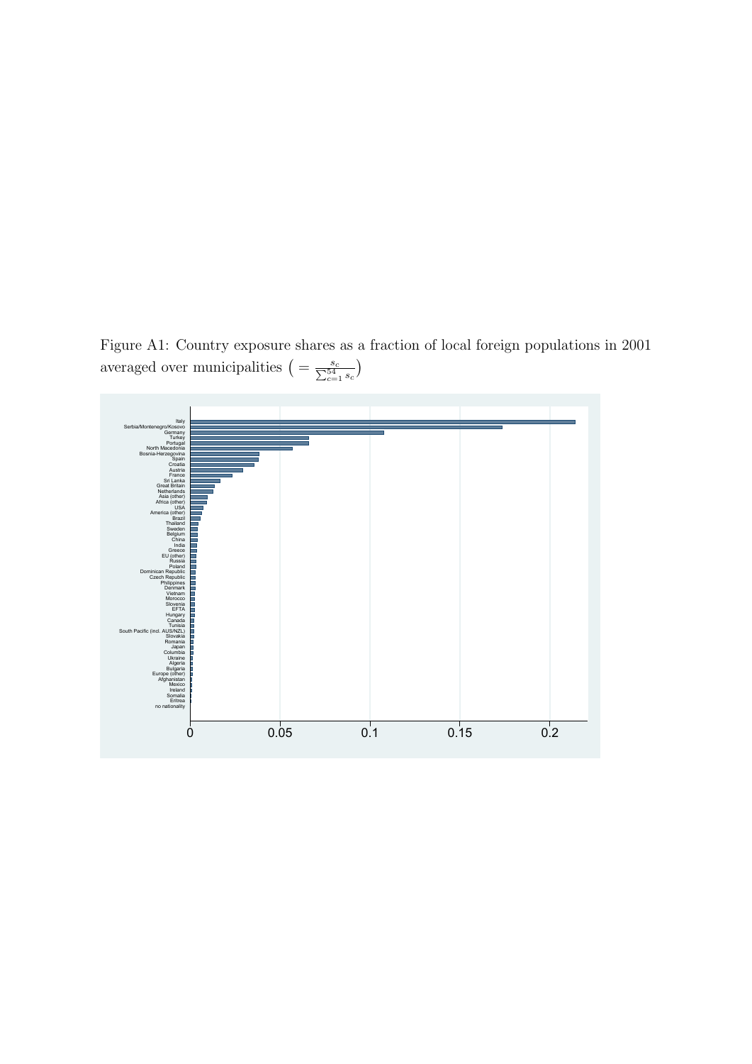Figure A1: Country exposure shares as a fraction of local foreign populations in 2001 averaged over municipalities $\left(= \frac{s_c}{\sum_{c=1}^{54} s_c}\right)$

Italy
Serbia/Montenegro/Kosovo
Germany
Turkey
Portugal
North Macedonia
Bosnia-Herzegovina
Spain
Croatia
Austria
France
Sri Lanka
Great Britain
Netherlands
Asia (other)
Africa (other)
USA
America (other)
Brazil
Thailand
Sweden
Belgium
China
India
Greece
EU (other)
Russia
Poland
Dominican Republic
Czech Republic
Philippines
Denmark
Vietnam
Morocco
Slovenia
EFTA
Hungary
Canada
Tunisia
South Pacific (incl. AUS/NZL)
Slovakia
Romania
Japan
Columbia
Ukraine
Algeria
Bulgaria
Europe (other)
Afghanistan
Mexico
Ireland
Somalia
Eritrea
no nationality

0
0.05
0.1
0.15
0.2